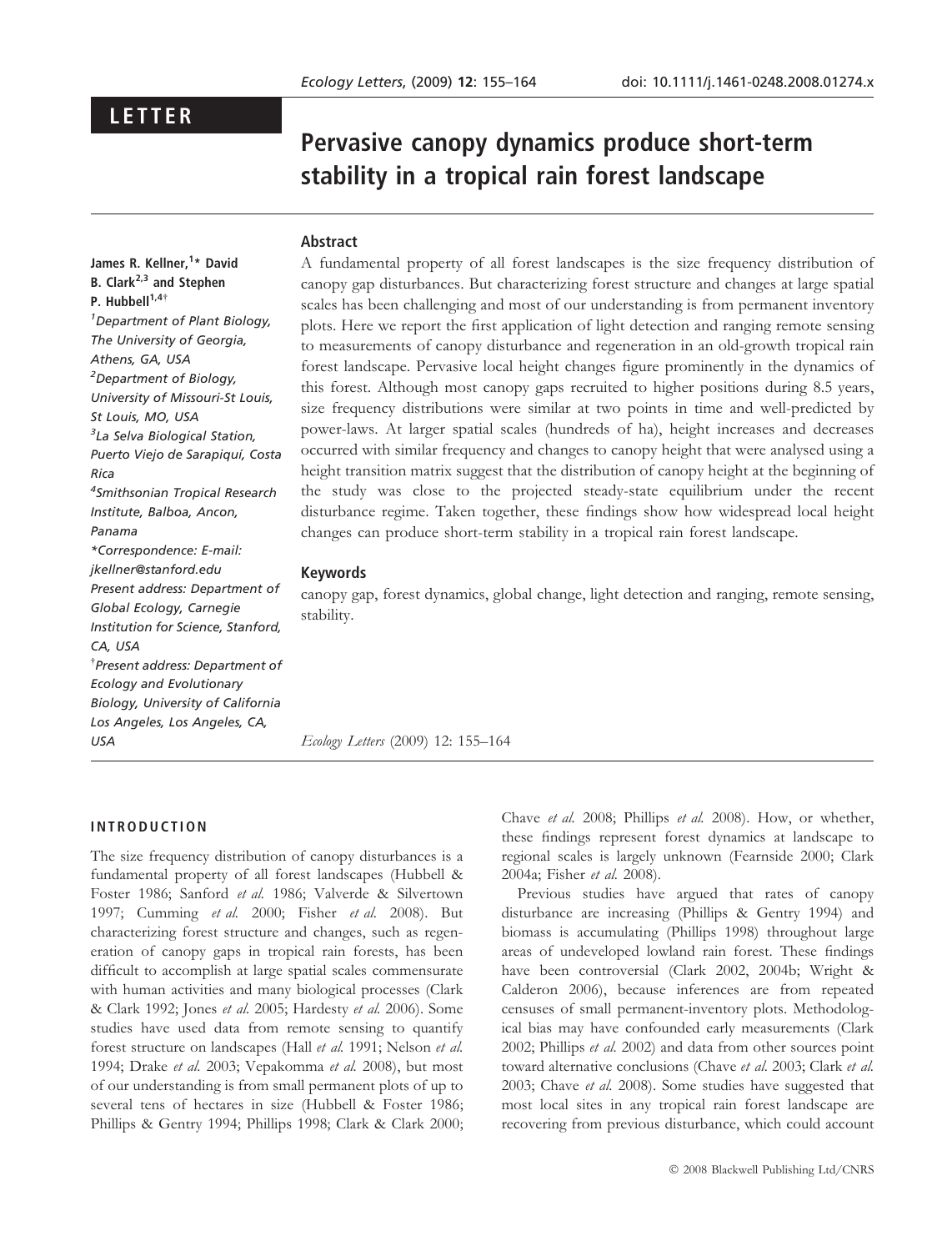LETTER

# Pervasive canopy dynamics produce short-term stability in a tropical rain forest landscape

James R. Kellner,[1]* David B. Clark[2,3] and Stephen P. Hubbell[1,4†]

[1]Department of Plant Biology, The University of Georgia, Athens, GA, USA
[2]Department of Biology, University of Missouri-St Louis, St Louis, MO, USA
[3]La Selva Biological Station, Puerto Viejo de Sarapiquí, Costa Rica
[4]Smithsonian Tropical Research Institute, Balboa, Ancon, Panama
*Correspondence: E-mail: jkellner@stanford.edu
Present address: Department of Global Ecology, Carnegie Institution for Science, Stanford, CA, USA
†Present address: Department of Ecology and Evolutionary Biology, University of California Los Angeles, Los Angeles, CA, USA

## Abstract

A fundamental property of all forest landscapes is the size frequency distribution of canopy gap disturbances. But characterizing forest structure and changes at large spatial scales has been challenging and most of our understanding is from permanent inventory plots. Here we report the first application of light detection and ranging remote sensing to measurements of canopy disturbance and regeneration in an old-growth tropical rain forest landscape. Pervasive local height changes figure prominently in the dynamics of this forest. Although most canopy gaps recruited to higher positions during 8.5 years, size frequency distributions were similar at two points in time and well-predicted by power-laws. At larger spatial scales (hundreds of ha), height increases and decreases occurred with similar frequency and changes to canopy height that were analysed using a height transition matrix suggest that the distribution of canopy height at the beginning of the study was close to the projected steady-state equilibrium under the recent disturbance regime. Taken together, these findings show how widespread local height changes can produce short-term stability in a tropical rain forest landscape.

## Keywords

canopy gap, forest dynamics, global change, light detection and ranging, remote sensing, stability.

## INTRODUCTION

The size frequency distribution of canopy disturbances is a fundamental property of all forest landscapes (Hubbell & Foster 1986; Sanford *et al.* 1986; Valverde & Silvertown 1997; Cumming *et al.* 2000; Fisher *et al.* 2008). But characterizing forest structure and changes, such as regeneration of canopy gaps in tropical rain forests, has been difficult to accomplish at large spatial scales commensurate with human activities and many biological processes (Clark & Clark 1992; Jones *et al.* 2005; Hardesty *et al.* 2006). Some studies have used data from remote sensing to quantify forest structure on landscapes (Hall *et al.* 1991; Nelson *et al.* 1994; Drake *et al.* 2003; Vepakomma *et al.* 2008), but most of our understanding is from small permanent plots of up to several tens of hectares in size (Hubbell & Foster 1986; Phillips & Gentry 1994; Phillips 1998; Clark & Clark 2000; Chave *et al.* 2008; Phillips *et al.* 2008). How, or whether, these findings represent forest dynamics at landscape to regional scales is largely unknown (Fearnside 2000; Clark 2004a; Fisher *et al.* 2008).

Previous studies have argued that rates of canopy disturbance are increasing (Phillips & Gentry 1994) and biomass is accumulating (Phillips 1998) throughout large areas of undeveloped lowland rain forest. These findings have been controversial (Clark 2002, 2004b; Wright & Calderon 2006), because inferences are from repeated censuses of small permanent-inventory plots. Methodological bias may have confounded early measurements (Clark 2002; Phillips *et al.* 2002) and data from other sources point toward alternative conclusions (Chave *et al.* 2003; Clark *et al.* 2003; Chave *et al.* 2008). Some studies have suggested that most local sites in any tropical rain forest landscape are recovering from previous disturbance, which could account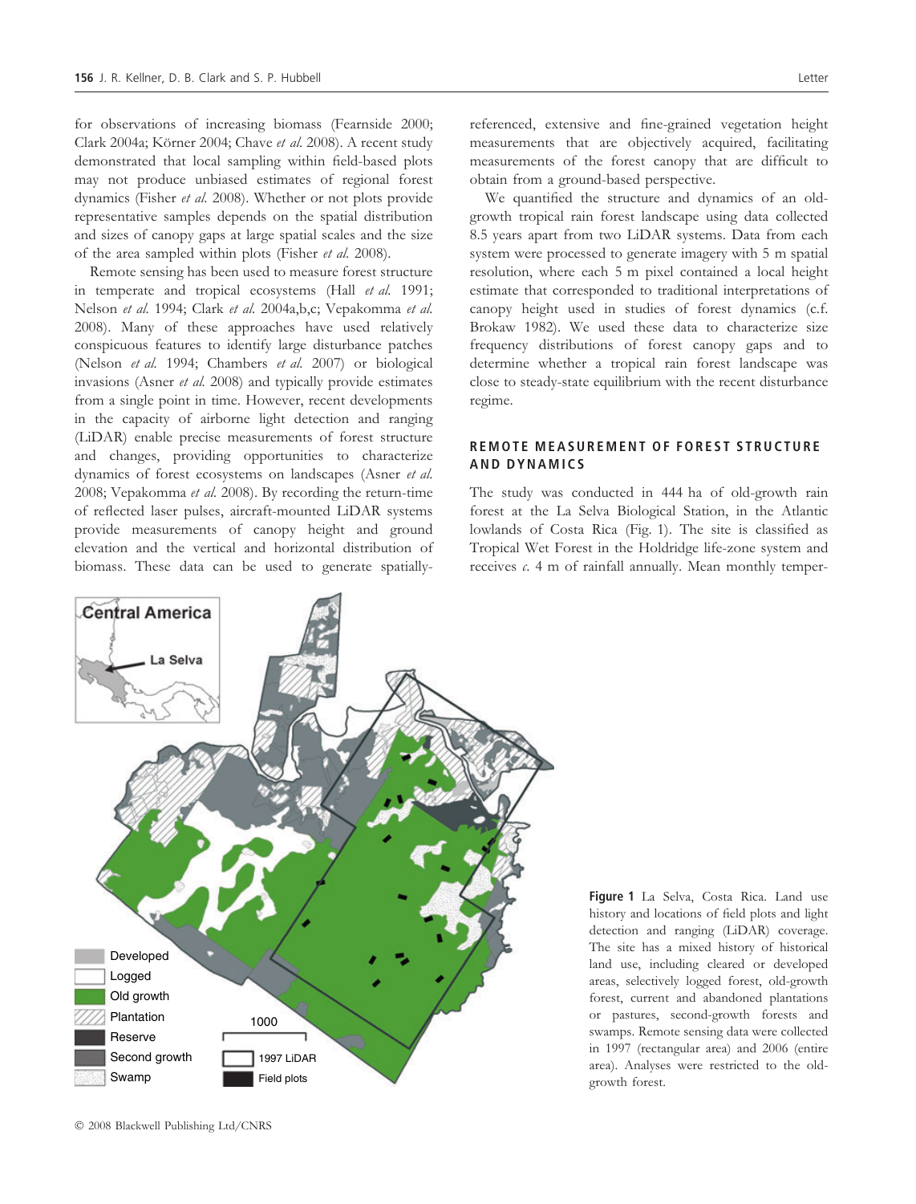for observations of increasing biomass (Fearnside 2000; Clark 2004a; Körner 2004; Chave *et al.* 2008). A recent study demonstrated that local sampling within field-based plots may not produce unbiased estimates of regional forest dynamics (Fisher *et al.* 2008). Whether or not plots provide representative samples depends on the spatial distribution and sizes of canopy gaps at large spatial scales and the size of the area sampled within plots (Fisher *et al.* 2008).

Remote sensing has been used to measure forest structure in temperate and tropical ecosystems (Hall *et al.* 1991; Nelson *et al.* 1994; Clark *et al.* 2004a,b,c; Vepakomma *et al.* 2008). Many of these approaches have used relatively conspicuous features to identify large disturbance patches (Nelson *et al.* 1994; Chambers *et al.* 2007) or biological invasions (Asner *et al.* 2008) and typically provide estimates from a single point in time. However, recent developments in the capacity of airborne light detection and ranging (LiDAR) enable precise measurements of forest structure and changes, providing opportunities to characterize dynamics of forest ecosystems on landscapes (Asner *et al.* 2008; Vepakomma *et al.* 2008). By recording the return-time of reflected laser pulses, aircraft-mounted LiDAR systems provide measurements of canopy height and ground elevation and the vertical and horizontal distribution of biomass. These data can be used to generate spatially-referenced, extensive and fine-grained vegetation height measurements that are objectively acquired, facilitating measurements of the forest canopy that are difficult to obtain from a ground-based perspective.

We quantified the structure and dynamics of an old-growth tropical rain forest landscape using data collected 8.5 years apart from two LiDAR systems. Data from each system were processed to generate imagery with 5 m spatial resolution, where each 5 m pixel contained a local height estimate that corresponded to traditional interpretations of canopy height used in studies of forest dynamics (c.f. Brokaw 1982). We used these data to characterize size frequency distributions of forest canopy gaps and to determine whether a tropical rain forest landscape was close to steady-state equilibrium with the recent disturbance regime.

## REMOTE MEASUREMENT OF FOREST STRUCTURE AND DYNAMICS

The study was conducted in 444 ha of old-growth rain forest at the La Selva Biological Station, in the Atlantic lowlands of Costa Rica (Fig. 1). The site is classified as Tropical Wet Forest in the Holdridge life-zone system and receives *c.* 4 m of rainfall annually. Mean monthly temper-

**Figure 1** La Selva, Costa Rica. Land use history and locations of field plots and light detection and ranging (LiDAR) coverage. The site has a mixed history of historical land use, including cleared or developed areas, selectively logged forest, old-growth forest, current and abandoned plantations or pastures, second-growth forests and swamps. Remote sensing data were collected in 1997 (rectangular area) and 2006 (entire area). Analyses were restricted to the old-growth forest.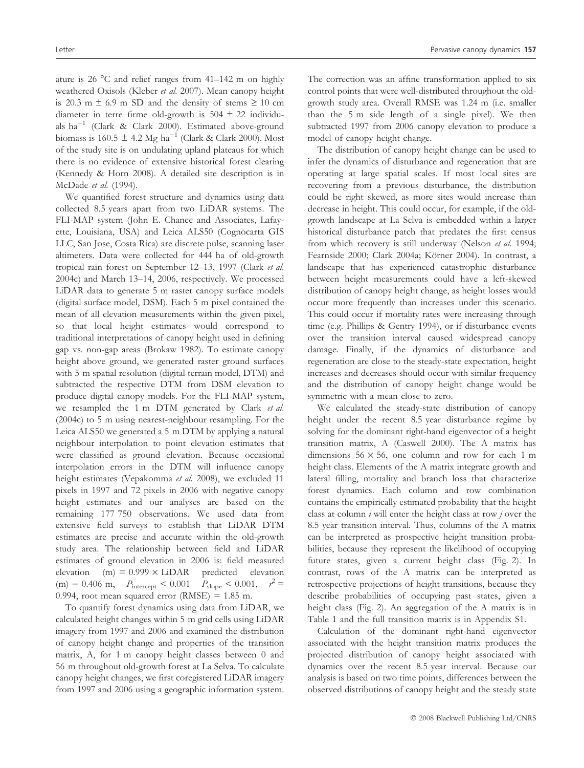ature is 26 °C and relief ranges from 41–142 m on highly weathered Oxisols (Kleber *et al.* 2007). Mean canopy height is 20.3 m ± 6.9 m SD and the density of stems ≥ 10 cm diameter in terre firme old-growth is 504 ± 22 individuals ha$^{-1}$ (Clark & Clark 2000). Estimated above-ground biomass is 160.5 ± 4.2 Mg ha$^{-1}$ (Clark & Clark 2000). Most of the study site is on undulating upland plateaus for which there is no evidence of extensive historical forest clearing (Kennedy & Horn 2008). A detailed site description is in McDade *et al.* (1994).

We quantified forest structure and dynamics using data collected 8.5 years apart from two LiDAR systems. The FLI-MAP system (John E. Chance and Associates, Lafayette, Louisiana, USA) and Leica ALS50 (Cognocarta GIS LLC, San Jose, Costa Rica) are discrete pulse, scanning laser altimeters. Data were collected for 444 ha of old-growth tropical rain forest on September 12–13, 1997 (Clark *et al.* 2004c) and March 13–14, 2006, respectively. We processed LiDAR data to generate 5 m raster canopy surface models (digital surface model, DSM). Each 5 m pixel contained the mean of all elevation measurements within the given pixel, so that local height estimates would correspond to traditional interpretations of canopy height used in defining gap vs. non-gap areas (Brokaw 1982). To estimate canopy height above ground, we generated raster ground surfaces with 5 m spatial resolution (digital terrain model, DTM) and subtracted the respective DTM from DSM elevation to produce digital canopy models. For the FLI-MAP system, we resampled the 1 m DTM generated by Clark *et al.* (2004c) to 5 m using nearest-neighbour resampling. For the Leica ALS50 we generated a 5 m DTM by applying a natural neighbour interpolation to point elevation estimates that were classified as ground elevation. Because occasional interpolation errors in the DTM will influence canopy height estimates (Vepakomma *et al.* 2008), we excluded 11 pixels in 1997 and 72 pixels in 2006 with negative canopy height estimates and our analyses are based on the remaining 177 750 observations. We used data from extensive field surveys to establish that LiDAR DTM estimates are precise and accurate within the old-growth study area. The relationship between field and LiDAR estimates of ground elevation in 2006 is: field measured elevation (m) = 0.999 × LiDAR predicted elevation (m) − 0.406 m, $P_{\text{intercept}} < 0.001$ $P_{\text{slope}} < 0.001$, $r^2 = 0.994$, root mean squared error (RMSE) = 1.85 m.

To quantify forest dynamics using data from LiDAR, we calculated height changes within 5 m grid cells using LiDAR imagery from 1997 and 2006 and examined the distribution of canopy height change and properties of the transition matrix, A, for 1 m canopy height classes between 0 and 56 m throughout old-growth forest at La Selva. To calculate canopy height changes, we first coregistered LiDAR imagery from 1997 and 2006 using a geographic information system. The correction was an affine transformation applied to six control points that were well-distributed throughout the old-growth study area. Overall RMSE was 1.24 m (i.e. smaller than the 5 m side length of a single pixel). We then subtracted 1997 from 2006 canopy elevation to produce a model of canopy height change.

The distribution of canopy height change can be used to infer the dynamics of disturbance and regeneration that are operating at large spatial scales. If most local sites are recovering from a previous disturbance, the distribution could be right skewed, as more sites would increase than decrease in height. This could occur, for example, if the old-growth landscape at La Selva is embedded within a larger historical disturbance patch that predates the first census from which recovery is still underway (Nelson *et al.* 1994; Fearnside 2000; Clark 2004a; Körner 2004). In contrast, a landscape that has experienced catastrophic disturbance between height measurements could have a left-skewed distribution of canopy height change, as height losses would occur more frequently than increases under this scenario. This could occur if mortality rates were increasing through time (e.g. Phillips & Gentry 1994), or if disturbance events over the transition interval caused widespread canopy damage. Finally, if the dynamics of disturbance and regeneration are close to the steady-state expectation, height increases and decreases should occur with similar frequency and the distribution of canopy height change would be symmetric with a mean close to zero.

We calculated the steady-state distribution of canopy height under the recent 8.5 year disturbance regime by solving for the dominant right-hand eigenvector of a height transition matrix, A (Caswell 2000). The A matrix has dimensions 56 × 56, one column and row for each 1 m height class. Elements of the A matrix integrate growth and lateral filling, mortality and branch loss that characterize forest dynamics. Each column and row combination contains the empirically estimated probability that the height class at column *i* will enter the height class at row *j* over the 8.5 year transition interval. Thus, columns of the A matrix can be interpreted as prospective height transition probabilities, because they represent the likelihood of occupying future states, given a current height class (Fig. 2). In contrast, rows of the A matrix can be interpreted as retrospective projections of height transitions, because they describe probabilities of occupying past states, given a height class (Fig. 2). An aggregation of the A matrix is in Table 1 and the full transition matrix is in Appendix S1.

Calculation of the dominant right-hand eigenvector associated with the height transition matrix produces the projected distribution of canopy height associated with dynamics over the recent 8.5 year interval. Because our analysis is based on two time points, differences between the observed distributions of canopy height and the steady state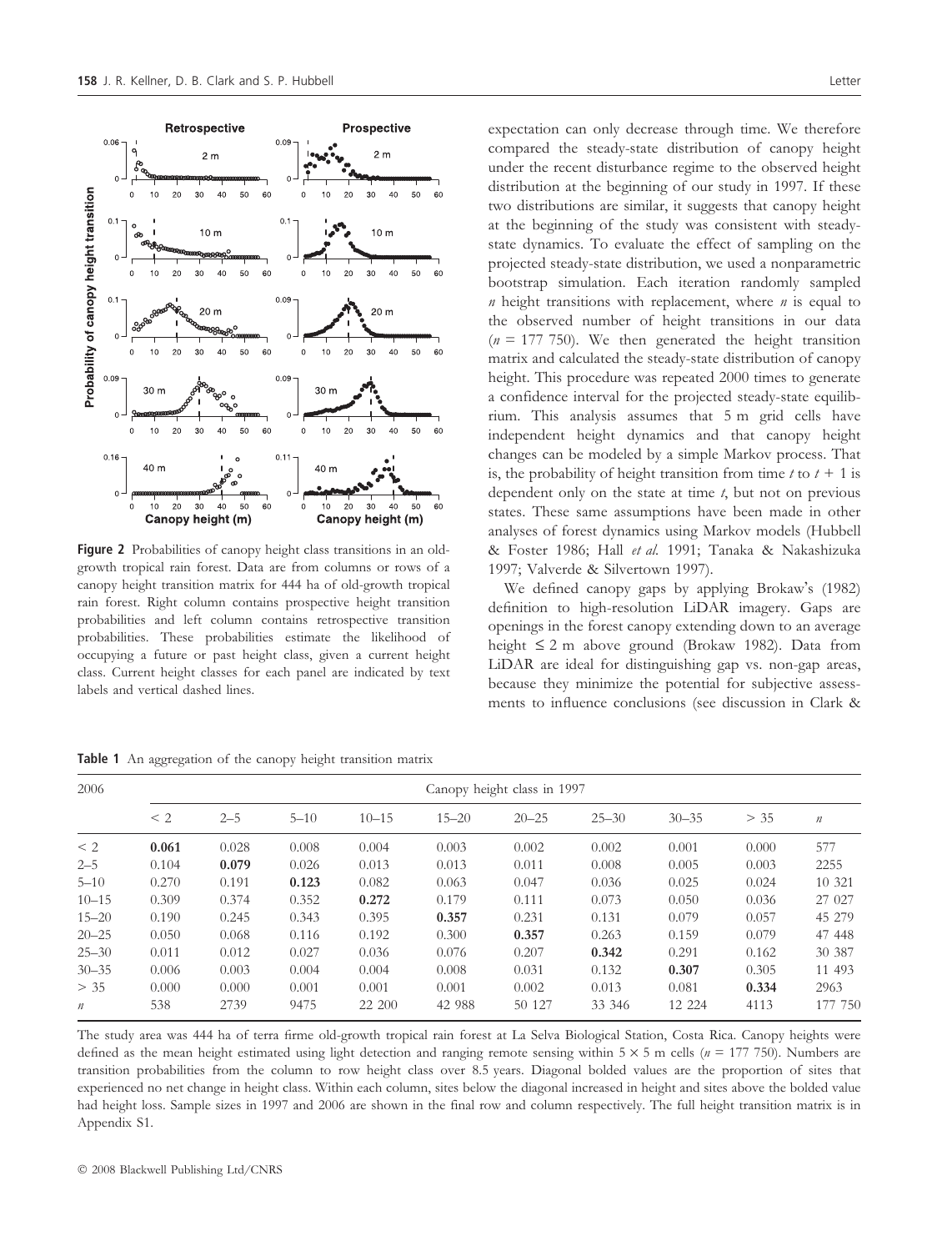**Figure 2** Probabilities of canopy height class transitions in an old-growth tropical rain forest. Data are from columns or rows of a canopy height transition matrix for 444 ha of old-growth tropical rain forest. Right column contains prospective height transition probabilities and left column contains retrospective transition probabilities. These probabilities estimate the likelihood of occupying a future or past height class, given a current height class. Current height classes for each panel are indicated by text labels and vertical dashed lines.

expectation can only decrease through time. We therefore compared the steady-state distribution of canopy height under the recent disturbance regime to the observed height distribution at the beginning of our study in 1997. If these two distributions are similar, it suggests that canopy height at the beginning of the study was consistent with steady-state dynamics. To evaluate the effect of sampling on the projected steady-state distribution, we used a nonparametric bootstrap simulation. Each iteration randomly sampled $n$ height transitions with replacement, where $n$ is equal to the observed number of height transitions in our data ($n$ = 177 750). We then generated the height transition matrix and calculated the steady-state distribution of canopy height. This procedure was repeated 2000 times to generate a confidence interval for the projected steady-state equilibrium. This analysis assumes that 5 m grid cells have independent height dynamics and that canopy height changes can be modeled by a simple Markov process. That is, the probability of height transition from time $t$ to $t + 1$ is dependent only on the state at time $t$, but not on previous states. These same assumptions have been made in other analyses of forest dynamics using Markov models (Hubbell & Foster 1986; Hall *et al.* 1991; Tanaka & Nakashizuka 1997; Valverde & Silvertown 1997).

We defined canopy gaps by applying Brokaw's (1982) definition to high-resolution LiDAR imagery. Gaps are openings in the forest canopy extending down to an average height ≤ 2 m above ground (Brokaw 1982). Data from LiDAR are ideal for distinguishing gap vs. non-gap areas, because they minimize the potential for subjective assessments to influence conclusions (see discussion in Clark &

**Table 1** An aggregation of the canopy height transition matrix

| 2006 | Canopy height class in 1997 | | | | | | | | | |
|---|---|---|---|---|---|---|---|---|---|---|
| | < 2 | 2–5 | 5–10 | 10–15 | 15–20 | 20–25 | 25–30 | 30–35 | > 35 | $n$ |
| < 2 | **0.061** | 0.028 | 0.008 | 0.004 | 0.003 | 0.002 | 0.002 | 0.001 | 0.000 | 577 |
| 2–5 | 0.104 | **0.079** | 0.026 | 0.013 | 0.013 | 0.011 | 0.008 | 0.005 | 0.003 | 2255 |
| 5–10 | 0.270 | 0.191 | **0.123** | 0.082 | 0.063 | 0.047 | 0.036 | 0.025 | 0.024 | 10 321 |
| 10–15 | 0.309 | 0.374 | 0.352 | **0.272** | 0.179 | 0.111 | 0.073 | 0.050 | 0.036 | 27 027 |
| 15–20 | 0.190 | 0.245 | 0.343 | 0.395 | **0.357** | 0.231 | 0.131 | 0.079 | 0.057 | 45 279 |
| 20–25 | 0.050 | 0.068 | 0.116 | 0.192 | 0.300 | **0.357** | 0.263 | 0.159 | 0.079 | 47 448 |
| 25–30 | 0.011 | 0.012 | 0.027 | 0.036 | 0.076 | 0.207 | **0.342** | 0.291 | 0.162 | 30 387 |
| 30–35 | 0.006 | 0.003 | 0.004 | 0.004 | 0.008 | 0.031 | 0.132 | **0.307** | 0.305 | 11 493 |
| > 35 | 0.000 | 0.000 | 0.001 | 0.001 | 0.001 | 0.002 | 0.013 | 0.081 | **0.334** | 2963 |
| $n$ | 538 | 2739 | 9475 | 22 200 | 42 988 | 50 127 | 33 346 | 12 224 | 4113 | 177 750 |

The study area was 444 ha of terra firme old-growth tropical rain forest at La Selva Biological Station, Costa Rica. Canopy heights were defined as the mean height estimated using light detection and ranging remote sensing within 5 × 5 m cells ($n$ = 177 750). Numbers are transition probabilities from the column to row height class over 8.5 years. Diagonal bolded values are the proportion of sites that experienced no net change in height class. Within each column, sites below the diagonal increased in height and sites above the bolded value had height loss. Sample sizes in 1997 and 2006 are shown in the final row and column respectively. The full height transition matrix is in Appendix S1.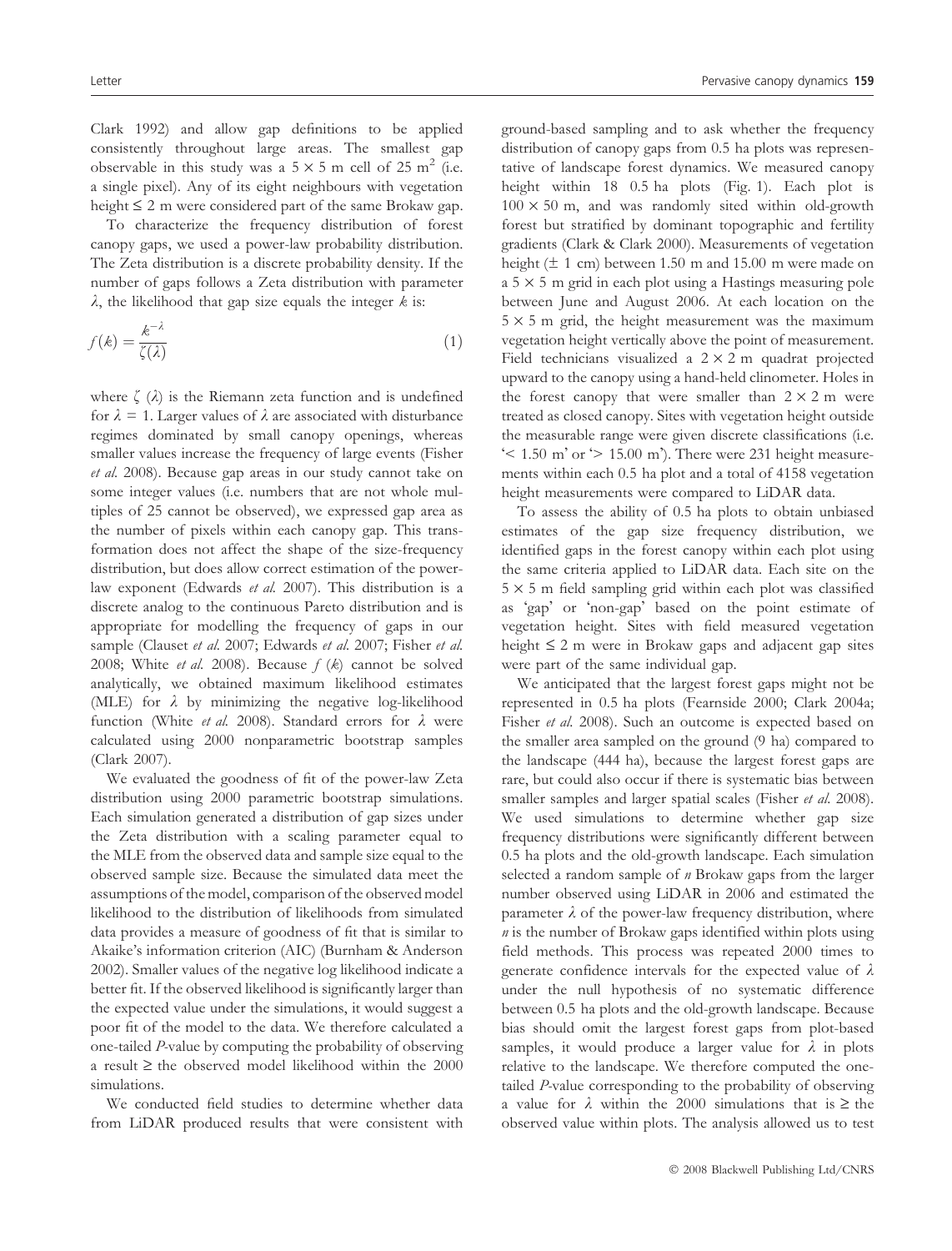Clark 1992) and allow gap definitions to be applied consistently throughout large areas. The smallest gap observable in this study was a $5 \times 5$ m cell of 25 $m^2$ (i.e. a single pixel). Any of its eight neighbours with vegetation height $\leq 2$ m were considered part of the same Brokaw gap.

To characterize the frequency distribution of forest canopy gaps, we used a power-law probability distribution. The Zeta distribution is a discrete probability density. If the number of gaps follows a Zeta distribution with parameter $\lambda$, the likelihood that gap size equals the integer $k$ is:

$$f(k) = \frac{k^{-\lambda}}{\zeta(\lambda)} \quad (1)$$

where $\zeta(\lambda)$ is the Riemann zeta function and is undefined for $\lambda = 1$. Larger values of $\lambda$ are associated with disturbance regimes dominated by small canopy openings, whereas smaller values increase the frequency of large events (Fisher *et al.* 2008). Because gap areas in our study cannot take on some integer values (i.e. numbers that are not whole multiples of 25 cannot be observed), we expressed gap area as the number of pixels within each canopy gap. This transformation does not affect the shape of the size-frequency distribution, but does allow correct estimation of the power-law exponent (Edwards *et al.* 2007). This distribution is a discrete analog to the continuous Pareto distribution and is appropriate for modelling the frequency of gaps in our sample (Clauset *et al.* 2007; Edwards *et al.* 2007; Fisher *et al.* 2008; White *et al.* 2008). Because $f(k)$ cannot be solved analytically, we obtained maximum likelihood estimates (MLE) for $\lambda$ by minimizing the negative log-likelihood function (White *et al.* 2008). Standard errors for $\lambda$ were calculated using 2000 nonparametric bootstrap samples (Clark 2007).

We evaluated the goodness of fit of the power-law Zeta distribution using 2000 parametric bootstrap simulations. Each simulation generated a distribution of gap sizes under the Zeta distribution with a scaling parameter equal to the MLE from the observed data and sample size equal to the observed sample size. Because the simulated data meet the assumptions of the model, comparison of the observed model likelihood to the distribution of likelihoods from simulated data provides a measure of goodness of fit that is similar to Akaike's information criterion (AIC) (Burnham & Anderson 2002). Smaller values of the negative log likelihood indicate a better fit. If the observed likelihood is significantly larger than the expected value under the simulations, it would suggest a poor fit of the model to the data. We therefore calculated a one-tailed *P*-value by computing the probability of observing a result $\geq$ the observed model likelihood within the 2000 simulations.

We conducted field studies to determine whether data from LiDAR produced results that were consistent with ground-based sampling and to ask whether the frequency distribution of canopy gaps from 0.5 ha plots was representative of landscape forest dynamics. We measured canopy height within 18 0.5 ha plots (Fig. 1). Each plot is $100 \times 50$ m, and was randomly sited within old-growth forest but stratified by dominant topographic and fertility gradients (Clark & Clark 2000). Measurements of vegetation height ($\pm$ 1 cm) between 1.50 m and 15.00 m were made on a $5 \times 5$ m grid in each plot using a Hastings measuring pole between June and August 2006. At each location on the $5 \times 5$ m grid, the height measurement was the maximum vegetation height vertically above the point of measurement. Field technicians visualized a $2 \times 2$ m quadrat projected upward to the canopy using a hand-held clinometer. Holes in the forest canopy that were smaller than $2 \times 2$ m were treated as closed canopy. Sites with vegetation height outside the measurable range were given discrete classifications (i.e. '< 1.50 m' or '> 15.00 m'). There were 231 height measurements within each 0.5 ha plot and a total of 4158 vegetation height measurements were compared to LiDAR data.

To assess the ability of 0.5 ha plots to obtain unbiased estimates of the gap size frequency distribution, we identified gaps in the forest canopy within each plot using the same criteria applied to LiDAR data. Each site on the $5 \times 5$ m field sampling grid within each plot was classified as 'gap' or 'non-gap' based on the point estimate of vegetation height. Sites with field measured vegetation height $\leq 2$ m were in Brokaw gaps and adjacent gap sites were part of the same individual gap.

We anticipated that the largest forest gaps might not be represented in 0.5 ha plots (Fearnside 2000; Clark 2004a; Fisher *et al.* 2008). Such an outcome is expected based on the smaller area sampled on the ground (9 ha) compared to the landscape (444 ha), because the largest forest gaps are rare, but could also occur if there is systematic bias between smaller samples and larger spatial scales (Fisher *et al.* 2008). We used simulations to determine whether gap size frequency distributions were significantly different between 0.5 ha plots and the old-growth landscape. Each simulation selected a random sample of *n* Brokaw gaps from the larger number observed using LiDAR in 2006 and estimated the parameter $\lambda$ of the power-law frequency distribution, where *n* is the number of Brokaw gaps identified within plots using field methods. This process was repeated 2000 times to generate confidence intervals for the expected value of $\lambda$ under the null hypothesis of no systematic difference between 0.5 ha plots and the old-growth landscape. Because bias should omit the largest forest gaps from plot-based samples, it would produce a larger value for $\lambda$ in plots relative to the landscape. We therefore computed the one-tailed *P*-value corresponding to the probability of observing a value for $\lambda$ within the 2000 simulations that is $\geq$ the observed value within plots. The analysis allowed us to test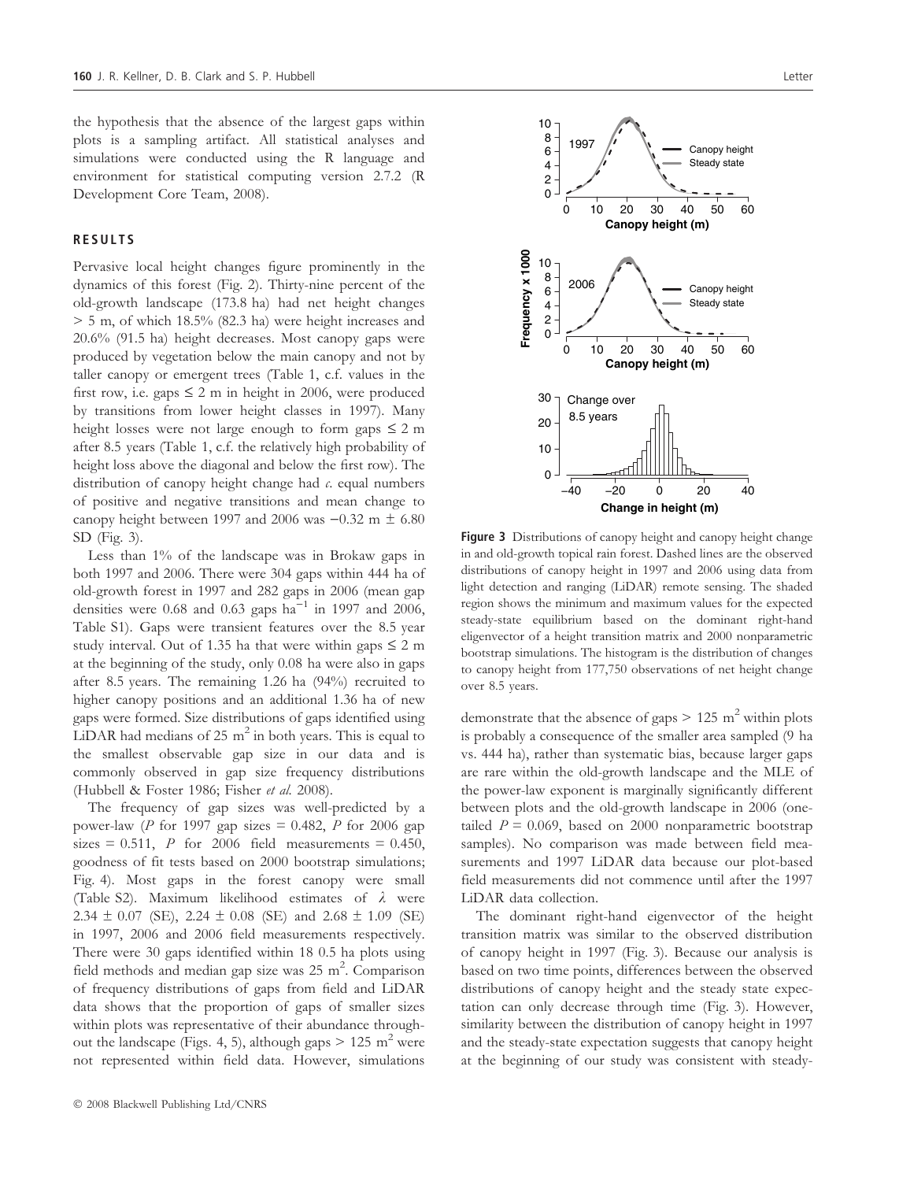the hypothesis that the absence of the largest gaps within plots is a sampling artifact. All statistical analyses and simulations were conducted using the R language and environment for statistical computing version 2.7.2 (R Development Core Team, 2008).

## RESULTS

Pervasive local height changes figure prominently in the dynamics of this forest (Fig. 2). Thirty-nine percent of the old-growth landscape (173.8 ha) had net height changes > 5 m, of which 18.5% (82.3 ha) were height increases and 20.6% (91.5 ha) height decreases. Most canopy gaps were produced by vegetation below the main canopy and not by taller canopy or emergent trees (Table 1, c.f. values in the first row, i.e. gaps ≤ 2 m in height in 2006, were produced by transitions from lower height classes in 1997). Many height losses were not large enough to form gaps ≤ 2 m after 8.5 years (Table 1, c.f. the relatively high probability of height loss above the diagonal and below the first row). The distribution of canopy height change had *c.* equal numbers of positive and negative transitions and mean change to canopy height between 1997 and 2006 was −0.32 m ± 6.80 SD (Fig. 3).

Less than 1% of the landscape was in Brokaw gaps in both 1997 and 2006. There were 304 gaps within 444 ha of old-growth forest in 1997 and 282 gaps in 2006 (mean gap densities were 0.68 and 0.63 gaps $ha^{-1}$ in 1997 and 2006, Table S1). Gaps were transient features over the 8.5 year study interval. Out of 1.35 ha that were within gaps ≤ 2 m at the beginning of the study, only 0.08 ha were also in gaps after 8.5 years. The remaining 1.26 ha (94%) recruited to higher canopy positions and an additional 1.36 ha of new gaps were formed. Size distributions of gaps identified using LiDAR had medians of 25 $m^2$ in both years. This is equal to the smallest observable gap size in our data and is commonly observed in gap size frequency distributions (Hubbell & Foster 1986; Fisher *et al.* 2008).

The frequency of gap sizes was well-predicted by a power-law (*P* for 1997 gap sizes = 0.482, *P* for 2006 gap sizes = 0.511, *P* for 2006 field measurements = 0.450, goodness of fit tests based on 2000 bootstrap simulations; Fig. 4). Most gaps in the forest canopy were small (Table S2). Maximum likelihood estimates of $\lambda$ were 2.34 ± 0.07 (SE), 2.24 ± 0.08 (SE) and 2.68 ± 1.09 (SE) in 1997, 2006 and 2006 field measurements respectively. There were 30 gaps identified within 18 0.5 ha plots using field methods and median gap size was 25 $m^2$. Comparison of frequency distributions of gaps from field and LiDAR data shows that the proportion of gaps of smaller sizes within plots was representative of their abundance throughout the landscape (Figs. 4, 5), although gaps > 125 $m^2$ were not represented within field data. However, simulations demonstrate that the absence of gaps > 125 $m^2$ within plots is probably a consequence of the smaller area sampled (9 ha vs. 444 ha), rather than systematic bias, because larger gaps are rare within the old-growth landscape and the MLE of the power-law exponent is marginally significantly different between plots and the old-growth landscape in 2006 (one-tailed $P = 0.069$, based on 2000 nonparametric bootstrap samples). No comparison was made between field measurements and 1997 LiDAR data because our plot-based field measurements did not commence until after the 1997 LiDAR data collection.

The dominant right-hand eigenvector of the height transition matrix was similar to the observed distribution of canopy height in 1997 (Fig. 3). Because our analysis is based on two time points, differences between the observed distributions of canopy height and the steady state expectation can only decrease through time (Fig. 3). However, similarity between the distribution of canopy height in 1997 and the steady-state expectation suggests that canopy height at the beginning of our study was consistent with steady-

**Figure 3** Distributions of canopy height and canopy height change in and old-growth topical rain forest. Dashed lines are the observed distributions of canopy height in 1997 and 2006 using data from light detection and ranging (LiDAR) remote sensing. The shaded region shows the minimum and maximum values for the expected steady-state equilibrium based on the dominant right-hand eligenvector of a height transition matrix and 2000 nonparametric bootstrap simulations. The histogram is the distribution of changes to canopy height from 177,750 observations of net height change over 8.5 years.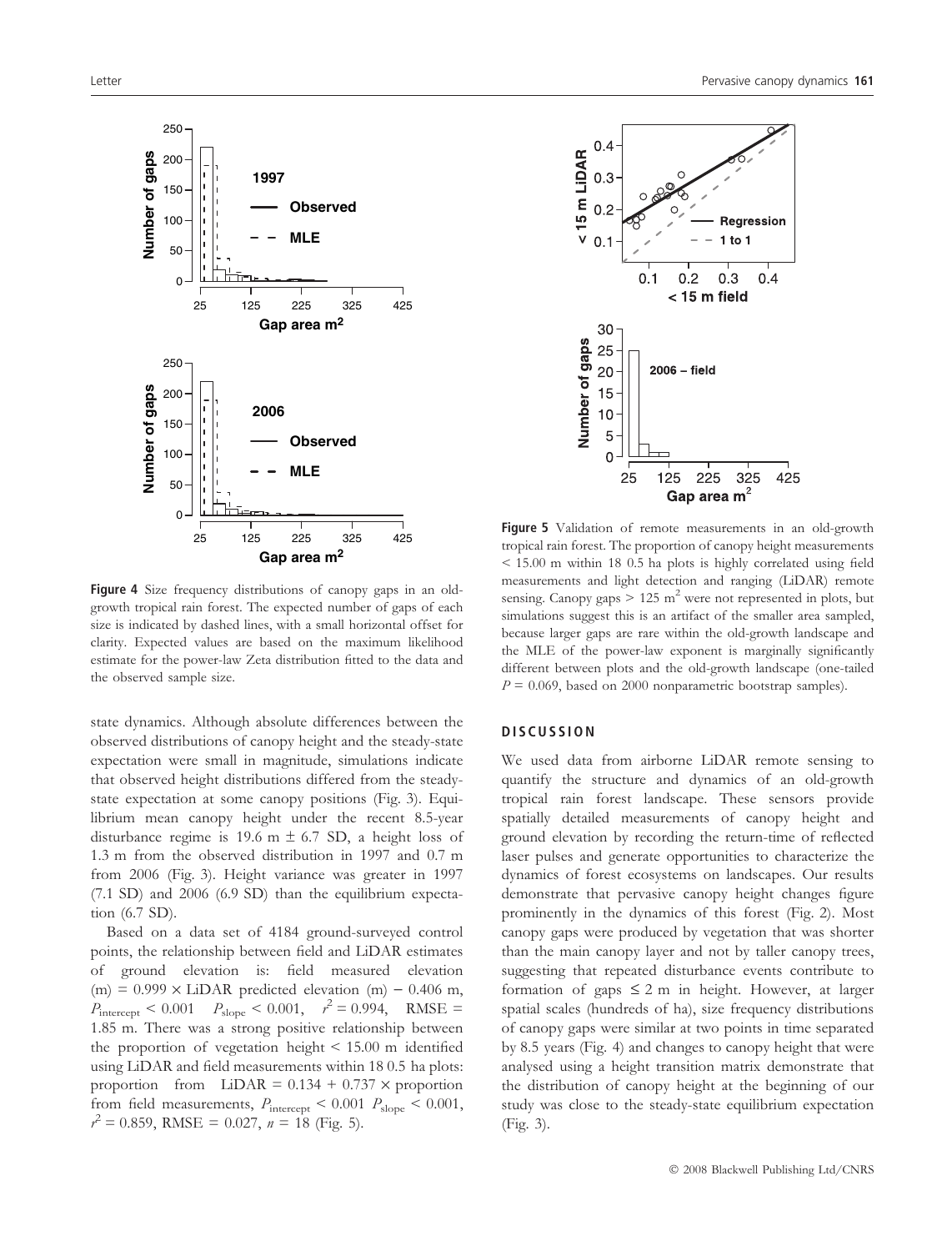Figure 4 Size frequency distributions of canopy gaps in an old-growth tropical rain forest. The expected number of gaps of each size is indicated by dashed lines, with a small horizontal offset for clarity. Expected values are based on the maximum likelihood estimate for the power-law Zeta distribution fitted to the data and the observed sample size.

Figure 5 Validation of remote measurements in an old-growth tropical rain forest. The proportion of canopy height measurements < 15.00 m within 18 0.5 ha plots is highly correlated using field measurements and light detection and ranging (LiDAR) remote sensing. Canopy gaps > 125 $m^2$ were not represented in plots, but simulations suggest this is an artifact of the smaller area sampled, because larger gaps are rare within the old-growth landscape and the MLE of the power-law exponent is marginally significantly different between plots and the old-growth landscape (one-tailed $P = 0.069$, based on 2000 nonparametric bootstrap samples).

state dynamics. Although absolute differences between the observed distributions of canopy height and the steady-state expectation were small in magnitude, simulations indicate that observed height distributions differed from the steady-state expectation at some canopy positions (Fig. 3). Equilibrium mean canopy height under the recent 8.5-year disturbance regime is 19.6 m ± 6.7 SD, a height loss of 1.3 m from the observed distribution in 1997 and 0.7 m from 2006 (Fig. 3). Height variance was greater in 1997 (7.1 SD) and 2006 (6.9 SD) than the equilibrium expectation (6.7 SD).

Based on a data set of 4184 ground-surveyed control points, the relationship between field and LiDAR estimates of ground elevation is: field measured elevation (m) = 0.999 × LiDAR predicted elevation (m) − 0.406 m, $P_{\text{intercept}} < 0.001$ $P_{\text{slope}} < 0.001$, $r^2 = 0.994$, RMSE = 1.85 m. There was a strong positive relationship between the proportion of vegetation height < 15.00 m identified using LiDAR and field measurements within 18 0.5 ha plots: proportion from LiDAR = 0.134 + 0.737 × proportion from field measurements, $P_{\text{intercept}} < 0.001$ $P_{\text{slope}} < 0.001$, $r^2 = 0.859$, RMSE = 0.027, $n = 18$ (Fig. 5).

## DISCUSSION

We used data from airborne LiDAR remote sensing to quantify the structure and dynamics of an old-growth tropical rain forest landscape. These sensors provide spatially detailed measurements of canopy height and ground elevation by recording the return-time of reflected laser pulses and generate opportunities to characterize the dynamics of forest ecosystems on landscapes. Our results demonstrate that pervasive canopy height changes figure prominently in the dynamics of this forest (Fig. 2). Most canopy gaps were produced by vegetation that was shorter than the main canopy layer and not by taller canopy trees, suggesting that repeated disturbance events contribute to formation of gaps ≤ 2 m in height. However, at larger spatial scales (hundreds of ha), size frequency distributions of canopy gaps were similar at two points in time separated by 8.5 years (Fig. 4) and changes to canopy height that were analysed using a height transition matrix demonstrate that the distribution of canopy height at the beginning of our study was close to the steady-state equilibrium expectation (Fig. 3).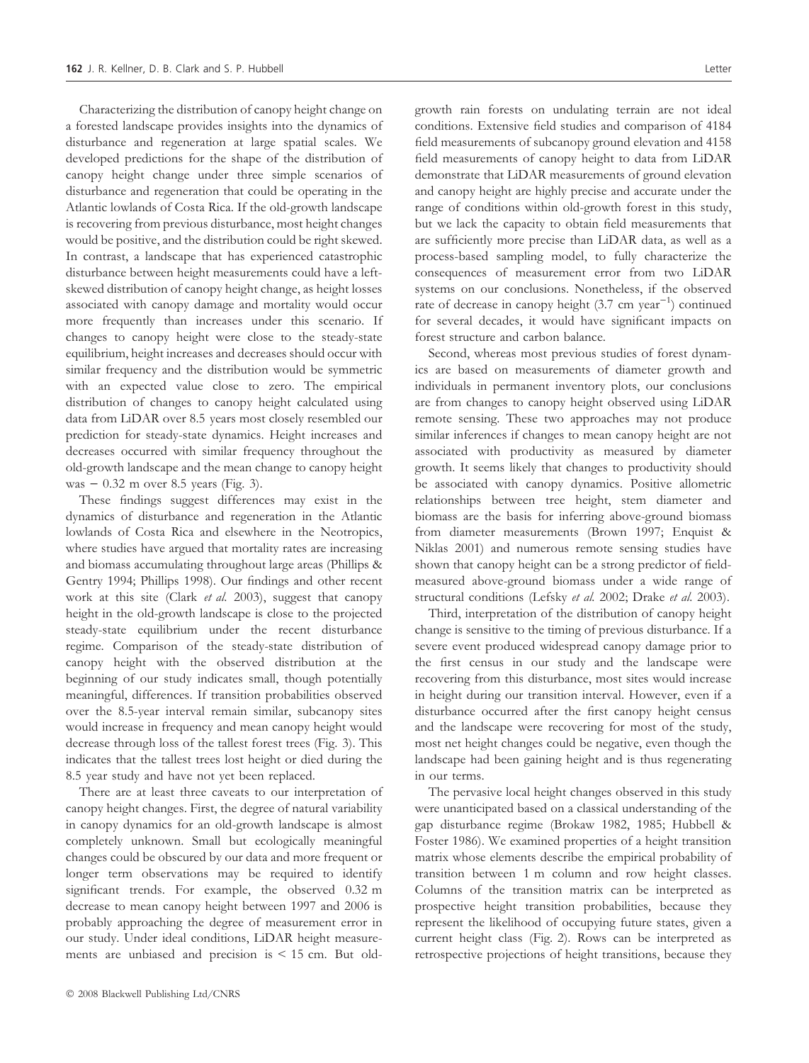Characterizing the distribution of canopy height change on a forested landscape provides insights into the dynamics of disturbance and regeneration at large spatial scales. We developed predictions for the shape of the distribution of canopy height change under three simple scenarios of disturbance and regeneration that could be operating in the Atlantic lowlands of Costa Rica. If the old-growth landscape is recovering from previous disturbance, most height changes would be positive, and the distribution could be right skewed. In contrast, a landscape that has experienced catastrophic disturbance between height measurements could have a left-skewed distribution of canopy height change, as height losses associated with canopy damage and mortality would occur more frequently than increases under this scenario. If changes to canopy height were close to the steady-state equilibrium, height increases and decreases should occur with similar frequency and the distribution would be symmetric with an expected value close to zero. The empirical distribution of changes to canopy height calculated using data from LiDAR over 8.5 years most closely resembled our prediction for steady-state dynamics. Height increases and decreases occurred with similar frequency throughout the old-growth landscape and the mean change to canopy height was − 0.32 m over 8.5 years (Fig. 3).

These findings suggest differences may exist in the dynamics of disturbance and regeneration in the Atlantic lowlands of Costa Rica and elsewhere in the Neotropics, where studies have argued that mortality rates are increasing and biomass accumulating throughout large areas (Phillips & Gentry 1994; Phillips 1998). Our findings and other recent work at this site (Clark *et al.* 2003), suggest that canopy height in the old-growth landscape is close to the projected steady-state equilibrium under the recent disturbance regime. Comparison of the steady-state distribution of canopy height with the observed distribution at the beginning of our study indicates small, though potentially meaningful, differences. If transition probabilities observed over the 8.5-year interval remain similar, subcanopy sites would increase in frequency and mean canopy height would decrease through loss of the tallest forest trees (Fig. 3). This indicates that the tallest trees lost height or died during the 8.5 year study and have not yet been replaced.

There are at least three caveats to our interpretation of canopy height changes. First, the degree of natural variability in canopy dynamics for an old-growth landscape is almost completely unknown. Small but ecologically meaningful changes could be obscured by our data and more frequent or longer term observations may be required to identify significant trends. For example, the observed 0.32 m decrease to mean canopy height between 1997 and 2006 is probably approaching the degree of measurement error in our study. Under ideal conditions, LiDAR height measurements are unbiased and precision is < 15 cm. But old-growth rain forests on undulating terrain are not ideal conditions. Extensive field studies and comparison of 4184 field measurements of subcanopy ground elevation and 4158 field measurements of canopy height to data from LiDAR demonstrate that LiDAR measurements of ground elevation and canopy height are highly precise and accurate under the range of conditions within old-growth forest in this study, but we lack the capacity to obtain field measurements that are sufficiently more precise than LiDAR data, as well as a process-based sampling model, to fully characterize the consequences of measurement error from two LiDAR systems on our conclusions. Nonetheless, if the observed rate of decrease in canopy height (3.7 cm year$^{-1}$) continued for several decades, it would have significant impacts on forest structure and carbon balance.

Second, whereas most previous studies of forest dynamics are based on measurements of diameter growth and individuals in permanent inventory plots, our conclusions are from changes to canopy height observed using LiDAR remote sensing. These two approaches may not produce similar inferences if changes to mean canopy height are not associated with productivity as measured by diameter growth. It seems likely that changes to productivity should be associated with canopy dynamics. Positive allometric relationships between tree height, stem diameter and biomass are the basis for inferring above-ground biomass from diameter measurements (Brown 1997; Enquist & Niklas 2001) and numerous remote sensing studies have shown that canopy height can be a strong predictor of field-measured above-ground biomass under a wide range of structural conditions (Lefsky *et al.* 2002; Drake *et al.* 2003).

Third, interpretation of the distribution of canopy height change is sensitive to the timing of previous disturbance. If a severe event produced widespread canopy damage prior to the first census in our study and the landscape were recovering from this disturbance, most sites would increase in height during our transition interval. However, even if a disturbance occurred after the first canopy height census and the landscape were recovering for most of the study, most net height changes could be negative, even though the landscape had been gaining height and is thus regenerating in our terms.

The pervasive local height changes observed in this study were unanticipated based on a classical understanding of the gap disturbance regime (Brokaw 1982, 1985; Hubbell & Foster 1986). We examined properties of a height transition matrix whose elements describe the empirical probability of transition between 1 m column and row height classes. Columns of the transition matrix can be interpreted as prospective height transition probabilities, because they represent the likelihood of occupying future states, given a current height class (Fig. 2). Rows can be interpreted as retrospective projections of height transitions, because they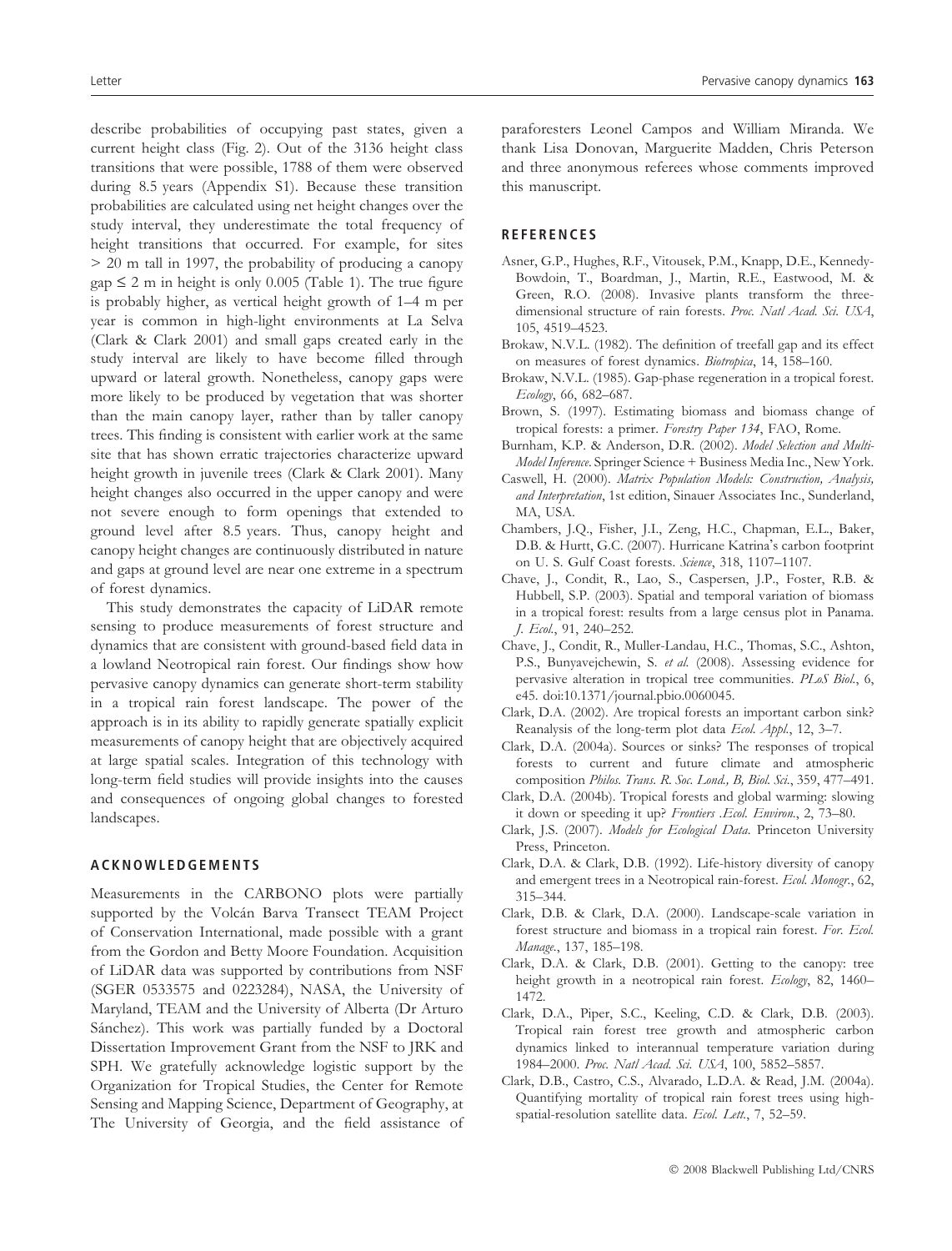describe probabilities of occupying past states, given a current height class (Fig. 2). Out of the 3136 height class transitions that were possible, 1788 of them were observed during 8.5 years (Appendix S1). Because these transition probabilities are calculated using net height changes over the study interval, they underestimate the total frequency of height transitions that occurred. For example, for sites > 20 m tall in 1997, the probability of producing a canopy gap ≤ 2 m in height is only 0.005 (Table 1). The true figure is probably higher, as vertical height growth of 1–4 m per year is common in high-light environments at La Selva (Clark & Clark 2001) and small gaps created early in the study interval are likely to have become filled through upward or lateral growth. Nonetheless, canopy gaps were more likely to be produced by vegetation that was shorter than the main canopy layer, rather than by taller canopy trees. This finding is consistent with earlier work at the same site that has shown erratic trajectories characterize upward height growth in juvenile trees (Clark & Clark 2001). Many height changes also occurred in the upper canopy and were not severe enough to form openings that extended to ground level after 8.5 years. Thus, canopy height and canopy height changes are continuously distributed in nature and gaps at ground level are near one extreme in a spectrum of forest dynamics.

This study demonstrates the capacity of LiDAR remote sensing to produce measurements of forest structure and dynamics that are consistent with ground-based field data in a lowland Neotropical rain forest. Our findings show how pervasive canopy dynamics can generate short-term stability in a tropical rain forest landscape. The power of the approach is in its ability to rapidly generate spatially explicit measurements of canopy height that are objectively acquired at large spatial scales. Integration of this technology with long-term field studies will provide insights into the causes and consequences of ongoing global changes to forested landscapes.

## ACKNOWLEDGEMENTS

Measurements in the CARBONO plots were partially supported by the Volcán Barva Transect TEAM Project of Conservation International, made possible with a grant from the Gordon and Betty Moore Foundation. Acquisition of LiDAR data was supported by contributions from NSF (SGER 0533575 and 0223284), NASA, the University of Maryland, TEAM and the University of Alberta (Dr Arturo Sánchez). This work was partially funded by a Doctoral Dissertation Improvement Grant from the NSF to JRK and SPH. We gratefully acknowledge logistic support by the Organization for Tropical Studies, the Center for Remote Sensing and Mapping Science, Department of Geography, at The University of Georgia, and the field assistance of paraforesters Leonel Campos and William Miranda. We thank Lisa Donovan, Marguerite Madden, Chris Peterson and three anonymous referees whose comments improved this manuscript.

## REFERENCES

Asner, G.P., Hughes, R.F., Vitousek, P.M., Knapp, D.E., Kennedy-Bowdoin, T., Boardman, J., Martin, R.E., Eastwood, M. & Green, R.O. (2008). Invasive plants transform the three-dimensional structure of rain forests. *Proc. Natl Acad. Sci. USA*, 105, 4519–4523.

Brokaw, N.V.L. (1982). The definition of treefall gap and its effect on measures of forest dynamics. *Biotropica*, 14, 158–160.

Brokaw, N.V.L. (1985). Gap-phase regeneration in a tropical forest. *Ecology*, 66, 682–687.

Brown, S. (1997). Estimating biomass and biomass change of tropical forests: a primer. *Forestry Paper 134*, FAO, Rome.

Burnham, K.P. & Anderson, D.R. (2002). *Model Selection and Multi-Model Inference*. Springer Science + Business Media Inc., New York.

Caswell, H. (2000). *Matrix Population Models: Construction, Analysis, and Interpretation*, 1st edition, Sinauer Associates Inc., Sunderland, MA, USA.

Chambers, J.Q., Fisher, J.I., Zeng, H.C., Chapman, E.L., Baker, D.B. & Hurtt, G.C. (2007). Hurricane Katrina's carbon footprint on U. S. Gulf Coast forests. *Science*, 318, 1107–1107.

Chave, J., Condit, R., Lao, S., Caspersen, J.P., Foster, R.B. & Hubbell, S.P. (2003). Spatial and temporal variation of biomass in a tropical forest: results from a large census plot in Panama. *J. Ecol.*, 91, 240–252.

Chave, J., Condit, R., Muller-Landau, H.C., Thomas, S.C., Ashton, P.S., Bunyavejchewin, S. *et al.* (2008). Assessing evidence for pervasive alteration in tropical tree communities. *PLoS Biol.*, 6, e45. doi:10.1371/journal.pbio.0060045.

Clark, D.A. (2002). Are tropical forests an important carbon sink? Reanalysis of the long-term plot data *Ecol. Appl.*, 12, 3–7.

Clark, D.A. (2004a). Sources or sinks? The responses of tropical forests to current and future climate and atmospheric composition *Philos. Trans. R. Soc. Lond., B, Biol. Sci.*, 359, 477–491.

Clark, D.A. (2004b). Tropical forests and global warming: slowing it down or speeding it up? *Frontiers .Ecol. Environ.*, 2, 73–80.

Clark, J.S. (2007). *Models for Ecological Data*. Princeton University Press, Princeton.

Clark, D.A. & Clark, D.B. (1992). Life-history diversity of canopy and emergent trees in a Neotropical rain-forest. *Ecol. Monogr.*, 62, 315–344.

Clark, D.B. & Clark, D.A. (2000). Landscape-scale variation in forest structure and biomass in a tropical rain forest. *For. Ecol. Manage.*, 137, 185–198.

Clark, D.A. & Clark, D.B. (2001). Getting to the canopy: tree height growth in a neotropical rain forest. *Ecology*, 82, 1460–1472.

Clark, D.A., Piper, S.C., Keeling, C.D. & Clark, D.B. (2003). Tropical rain forest tree growth and atmospheric carbon dynamics linked to interannual temperature variation during 1984–2000. *Proc. Natl Acad. Sci. USA*, 100, 5852–5857.

Clark, D.B., Castro, C.S., Alvarado, L.D.A. & Read, J.M. (2004a). Quantifying mortality of tropical rain forest trees using high-spatial-resolution satellite data. *Ecol. Lett.*, 7, 52–59.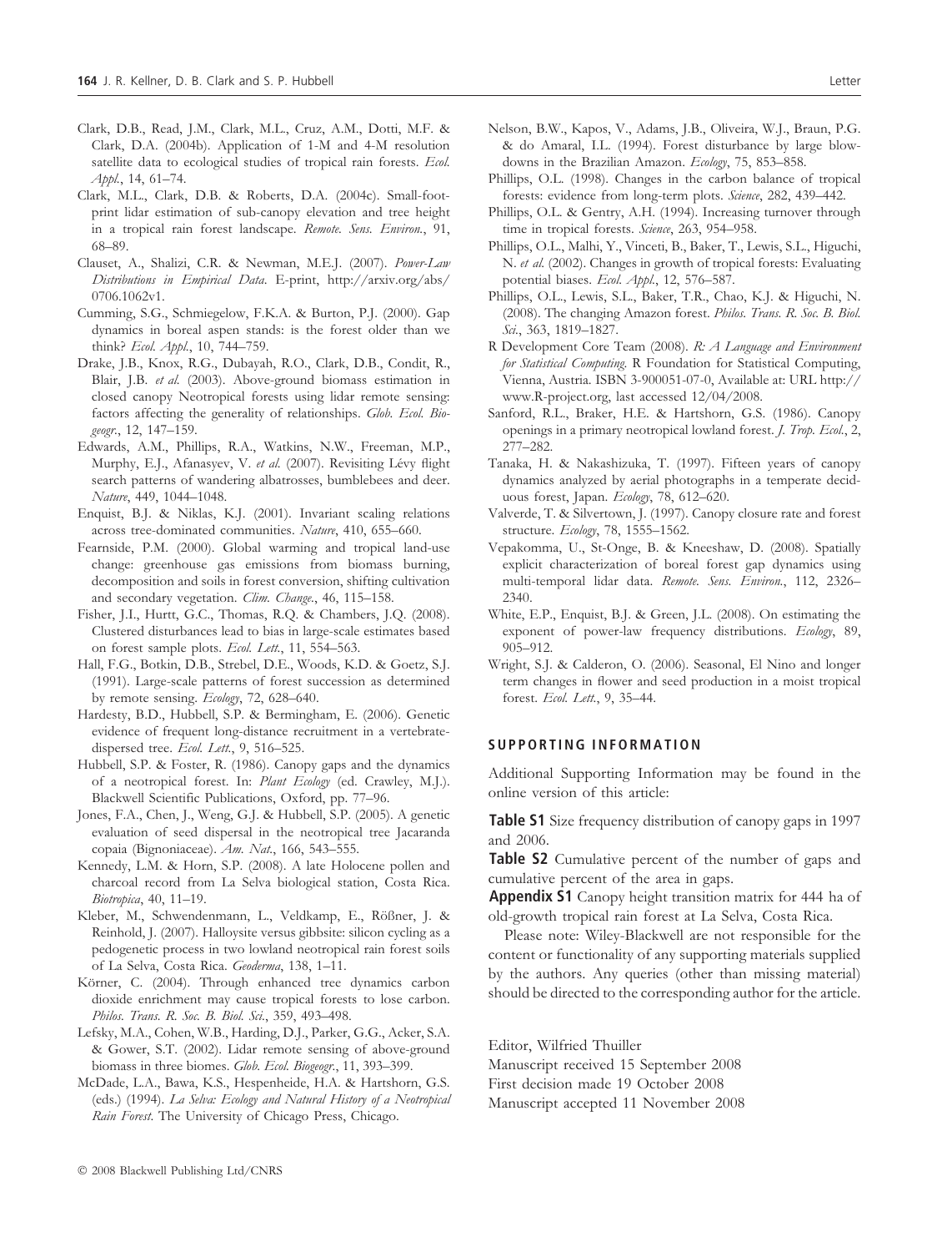Clark, D.B., Read, J.M., Clark, M.L., Cruz, A.M., Dotti, M.F. & Clark, D.A. (2004b). Application of 1-M and 4-M resolution satellite data to ecological studies of tropical rain forests. *Ecol. Appl.*, 14, 61–74.

Clark, M.L., Clark, D.B. & Roberts, D.A. (2004c). Small-footprint lidar estimation of sub-canopy elevation and tree height in a tropical rain forest landscape. *Remote. Sens. Environ.*, 91, 68–89.

Clauset, A., Shalizi, C.R. & Newman, M.E.J. (2007). *Power-Law Distributions in Empirical Data*. E-print, http://arxiv.org/abs/0706.1062v1.

Cumming, S.G., Schmiegelow, F.K.A. & Burton, P.J. (2000). Gap dynamics in boreal aspen stands: is the forest older than we think? *Ecol. Appl.*, 10, 744–759.

Drake, J.B., Knox, R.G., Dubayah, R.O., Clark, D.B., Condit, R., Blair, J.B. *et al.* (2003). Above-ground biomass estimation in closed canopy Neotropical forests using lidar remote sensing: factors affecting the generality of relationships. *Glob. Ecol. Biogeogr.*, 12, 147–159.

Edwards, A.M., Phillips, R.A., Watkins, N.W., Freeman, M.P., Murphy, E.J., Afanasyev, V. *et al.* (2007). Revisiting Lévy flight search patterns of wandering albatrosses, bumblebees and deer. *Nature*, 449, 1044–1048.

Enquist, B.J. & Niklas, K.J. (2001). Invariant scaling relations across tree-dominated communities. *Nature*, 410, 655–660.

Fearnside, P.M. (2000). Global warming and tropical land-use change: greenhouse gas emissions from biomass burning, decomposition and soils in forest conversion, shifting cultivation and secondary vegetation. *Clim. Change.*, 46, 115–158.

Fisher, J.I., Hurtt, G.C., Thomas, R.Q. & Chambers, J.Q. (2008). Clustered disturbances lead to bias in large-scale estimates based on forest sample plots. *Ecol. Lett.*, 11, 554–563.

Hall, F.G., Botkin, D.B., Strebel, D.E., Woods, K.D. & Goetz, S.J. (1991). Large-scale patterns of forest succession as determined by remote sensing. *Ecology*, 72, 628–640.

Hardesty, B.D., Hubbell, S.P. & Bermingham, E. (2006). Genetic evidence of frequent long-distance recruitment in a vertebrate-dispersed tree. *Ecol. Lett.*, 9, 516–525.

Hubbell, S.P. & Foster, R. (1986). Canopy gaps and the dynamics of a neotropical forest. In: *Plant Ecology* (ed. Crawley, M.J.). Blackwell Scientific Publications, Oxford, pp. 77–96.

Jones, F.A., Chen, J., Weng, G.J. & Hubbell, S.P. (2005). A genetic evaluation of seed dispersal in the neotropical tree Jacaranda copaia (Bignoniaceae). *Am. Nat.*, 166, 543–555.

Kennedy, L.M. & Horn, S.P. (2008). A late Holocene pollen and charcoal record from La Selva biological station, Costa Rica. *Biotropica*, 40, 11–19.

Kleber, M., Schwendenmann, L., Veldkamp, E., Rößner, J. & Reinhold, J. (2007). Halloysite versus gibbsite: silicon cycling as a pedogenetic process in two lowland neotropical rain forest soils of La Selva, Costa Rica. *Geoderma*, 138, 1–11.

Körner, C. (2004). Through enhanced tree dynamics carbon dioxide enrichment may cause tropical forests to lose carbon. *Philos. Trans. R. Soc. B. Biol. Sci.*, 359, 493–498.

Lefsky, M.A., Cohen, W.B., Harding, D.J., Parker, G.G., Acker, S.A. & Gower, S.T. (2002). Lidar remote sensing of above-ground biomass in three biomes. *Glob. Ecol. Biogeogr.*, 11, 393–399.

McDade, L.A., Bawa, K.S., Hespenheide, H.A. & Hartshorn, G.S. (eds.) (1994). *La Selva: Ecology and Natural History of a Neotropical Rain Forest*. The University of Chicago Press, Chicago.

Nelson, B.W., Kapos, V., Adams, J.B., Oliveira, W.J., Braun, P.G. & do Amaral, I.L. (1994). Forest disturbance by large blowdowns in the Brazilian Amazon. *Ecology*, 75, 853–858.

Phillips, O.L. (1998). Changes in the carbon balance of tropical forests: evidence from long-term plots. *Science*, 282, 439–442.

Phillips, O.L. & Gentry, A.H. (1994). Increasing turnover through time in tropical forests. *Science*, 263, 954–958.

Phillips, O.L., Malhi, Y., Vinceti, B., Baker, T., Lewis, S.L., Higuchi, N. *et al.* (2002). Changes in growth of tropical forests: Evaluating potential biases. *Ecol. Appl.*, 12, 576–587.

Phillips, O.L., Lewis, S.L., Baker, T.R., Chao, K.J. & Higuchi, N. (2008). The changing Amazon forest. *Philos. Trans. R. Soc. B. Biol. Sci.*, 363, 1819–1827.

R Development Core Team (2008). *R: A Language and Environment for Statistical Computing*. R Foundation for Statistical Computing, Vienna, Austria. ISBN 3-900051-07-0, Available at: URL http://www.R-project.org, last accessed 12/04/2008.

Sanford, R.L., Braker, H.E. & Hartshorn, G.S. (1986). Canopy openings in a primary neotropical lowland forest. *J. Trop. Ecol.*, 2, 277–282.

Tanaka, H. & Nakashizuka, T. (1997). Fifteen years of canopy dynamics analyzed by aerial photographs in a temperate deciduous forest, Japan. *Ecology*, 78, 612–620.

Valverde, T. & Silvertown, J. (1997). Canopy closure rate and forest structure. *Ecology*, 78, 1555–1562.

Vepakomma, U., St-Onge, B. & Kneeshaw, D. (2008). Spatially explicit characterization of boreal forest gap dynamics using multi-temporal lidar data. *Remote. Sens. Environ.*, 112, 2326–2340.

White, E.P., Enquist, B.J. & Green, J.L. (2008). On estimating the exponent of power-law frequency distributions. *Ecology*, 89, 905–912.

Wright, S.J. & Calderon, O. (2006). Seasonal, El Nino and longer term changes in flower and seed production in a moist tropical forest. *Ecol. Lett.*, 9, 35–44.

## SUPPORTING INFORMATION

Additional Supporting Information may be found in the online version of this article:

**Table S1** Size frequency distribution of canopy gaps in 1997 and 2006.

**Table S2** Cumulative percent of the number of gaps and cumulative percent of the area in gaps.

**Appendix S1** Canopy height transition matrix for 444 ha of old-growth tropical rain forest at La Selva, Costa Rica.

Please note: Wiley-Blackwell are not responsible for the content or functionality of any supporting materials supplied by the authors. Any queries (other than missing material) should be directed to the corresponding author for the article.

Editor, Wilfried Thuiller
Manuscript received 15 September 2008
First decision made 19 October 2008
Manuscript accepted 11 November 2008